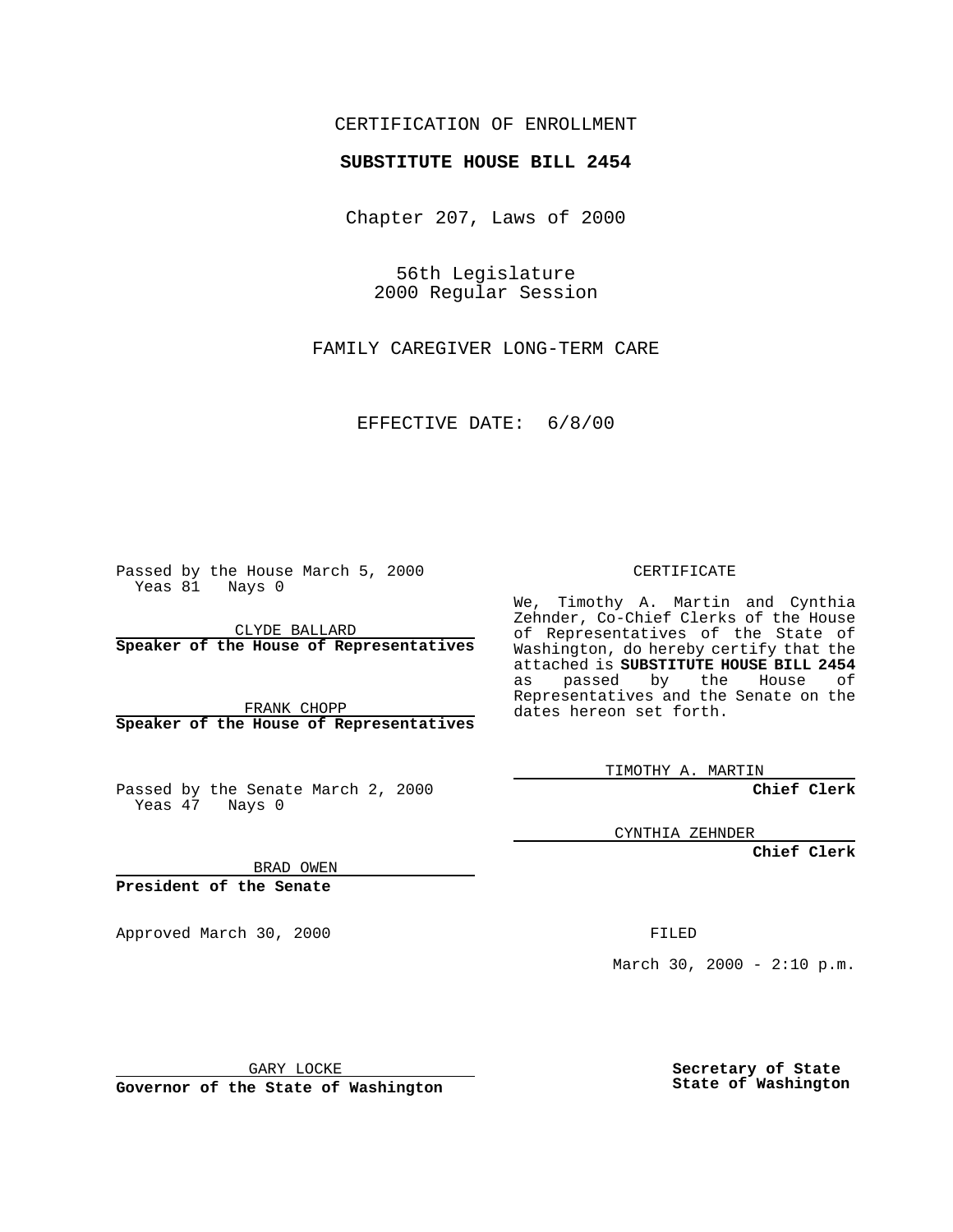CERTIFICATION OF ENROLLMENT

**SUBSTITUTE HOUSE BILL 2454**

Chapter 207, Laws of 2000

56th Legislature
2000 Regular Session

FAMILY CAREGIVER LONG-TERM CARE

EFFECTIVE DATE: 6/8/00

Passed by the House March 5, 2000
Yeas 81 Nays 0

CLYDE BALLARD
**Speaker of the House of Representatives**

FRANK CHOPP
**Speaker of the House of Representatives**

Passed by the Senate March 2, 2000
Yeas 47 Nays 0

BRAD OWEN
**President of the Senate**

Approved March 30, 2000

GARY LOCKE
**Governor of the State of Washington**

CERTIFICATE

We, Timothy A. Martin and Cynthia Zehnder, Co-Chief Clerks of the House of Representatives of the State of Washington, do hereby certify that the attached is **SUBSTITUTE HOUSE BILL 2454** as passed by the House of Representatives and the Senate on the dates hereon set forth.

TIMOTHY A. MARTIN
**Chief Clerk**

CYNTHIA ZEHNDER
**Chief Clerk**

FILED

March 30, 2000 - 2:10 p.m.

**Secretary of State**
**State of Washington**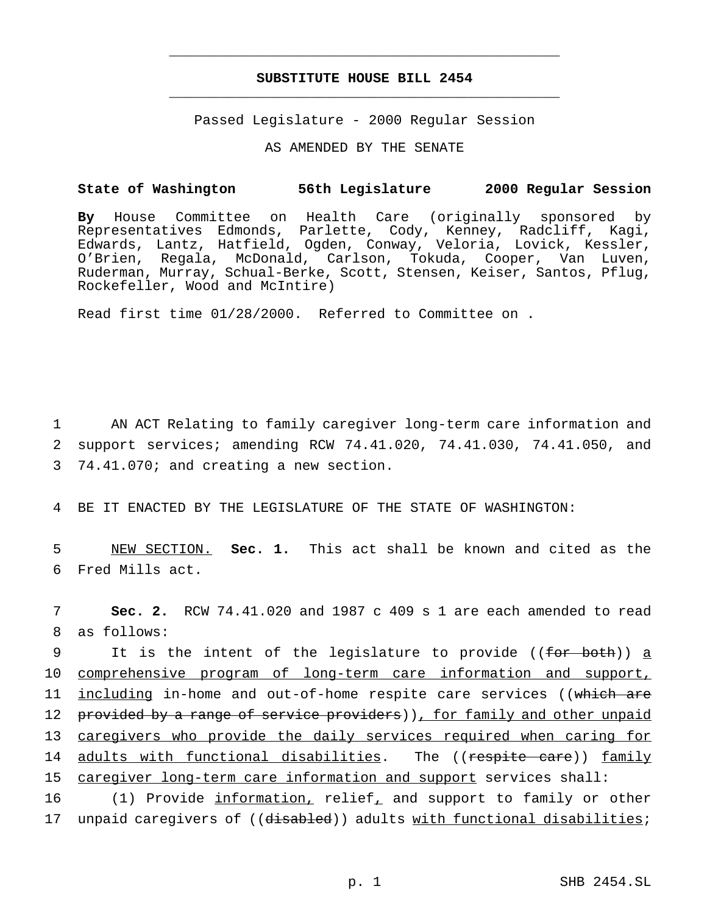# SUBSTITUTE HOUSE BILL 2454

Passed Legislature - 2000 Regular Session

AS AMENDED BY THE SENATE

**State of Washington 56th Legislature 2000 Regular Session**

**By** House Committee on Health Care (originally sponsored by Representatives Edmonds, Parlette, Cody, Kenney, Radcliff, Kagi, Edwards, Lantz, Hatfield, Ogden, Conway, Veloria, Lovick, Kessler, O'Brien, Regala, McDonald, Carlson, Tokuda, Cooper, Van Luven, Ruderman, Murray, Schual-Berke, Scott, Stensen, Keiser, Santos, Pflug, Rockefeller, Wood and McIntire)

Read first time 01/28/2000. Referred to Committee on .

1 AN ACT Relating to family caregiver long-term care information and
2 support services; amending RCW 74.41.020, 74.41.030, 74.41.050, and
3 74.41.070; and creating a new section.

4 BE IT ENACTED BY THE LEGISLATURE OF THE STATE OF WASHINGTON:

5 NEW SECTION. **Sec. 1.** This act shall be known and cited as the
6 Fred Mills act.

7 **Sec. 2.** RCW 74.41.020 and 1987 c 409 s 1 are each amended to read
8 as follows:

9 It is the intent of the legislature to provide ((~~for both~~)) a
10 comprehensive program of long-term care information and support,
11 including in-home and out-of-home respite care services ((~~which are~~
12 ~~provided by a range of service providers~~)), for family and other unpaid
13 caregivers who provide the daily services required when caring for
14 adults with functional disabilities. The ((~~respite care~~)) family
15 caregiver long-term care information and support services shall:

16 (1) Provide information, relief, and support to family or other
17 unpaid caregivers of ((~~disabled~~)) adults with functional disabilities;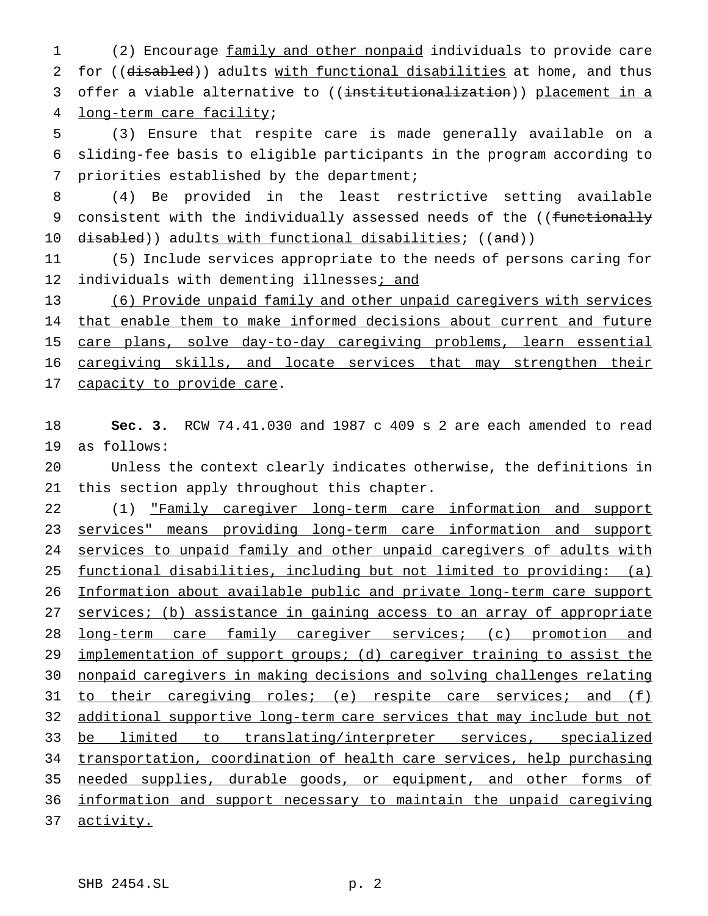(2) Encourage family and other nonpaid individuals to provide care for ((disabled)) adults with functional disabilities at home, and thus offer a viable alternative to ((institutionalization)) placement in a long-term care facility;

(3) Ensure that respite care is made generally available on a sliding-fee basis to eligible participants in the program according to priorities established by the department;

(4) Be provided in the least restrictive setting available consistent with the individually assessed needs of the ((functionally disabled)) adults with functional disabilities; ((and))

(5) Include services appropriate to the needs of persons caring for individuals with dementing illnesses; and

(6) Provide unpaid family and other unpaid caregivers with services that enable them to make informed decisions about current and future care plans, solve day-to-day caregiving problems, learn essential caregiving skills, and locate services that may strengthen their capacity to provide care.

**Sec. 3.** RCW 74.41.030 and 1987 c 409 s 2 are each amended to read as follows:

Unless the context clearly indicates otherwise, the definitions in this section apply throughout this chapter.

(1) "Family caregiver long-term care information and support services" means providing long-term care information and support services to unpaid family and other unpaid caregivers of adults with functional disabilities, including but not limited to providing: (a) Information about available public and private long-term care support services; (b) assistance in gaining access to an array of appropriate long-term care family caregiver services; (c) promotion and implementation of support groups; (d) caregiver training to assist the nonpaid caregivers in making decisions and solving challenges relating to their caregiving roles; (e) respite care services; and (f) additional supportive long-term care services that may include but not be limited to translating/interpreter services, specialized transportation, coordination of health care services, help purchasing needed supplies, durable goods, or equipment, and other forms of information and support necessary to maintain the unpaid caregiving activity.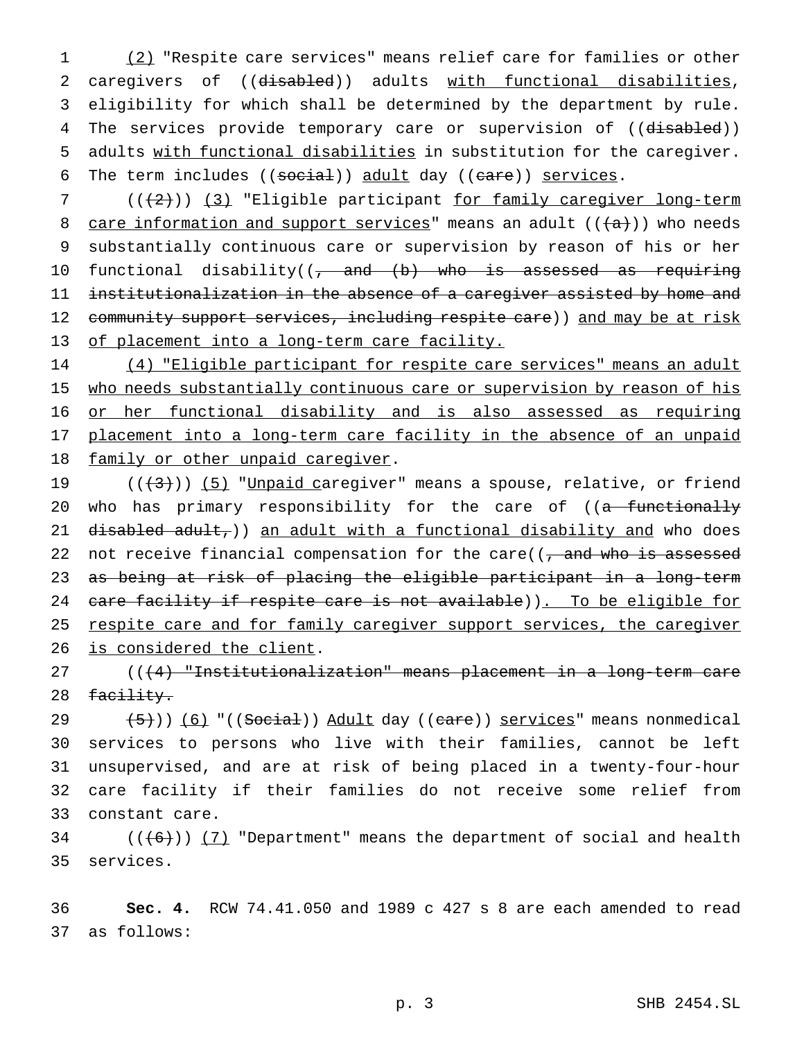(2) "Respite care services" means relief care for families or other caregivers of ((disabled)) adults with functional disabilities, eligibility for which shall be determined by the department by rule. The services provide temporary care or supervision of ((disabled)) adults with functional disabilities in substitution for the caregiver. The term includes ((social)) adult day ((care)) services.

(((2))) (3) "Eligible participant for family caregiver long-term care information and support services" means an adult (((a))) who needs substantially continuous care or supervision by reason of his or her functional disability((, and (b) who is assessed as requiring institutionalization in the absence of a caregiver assisted by home and community support services, including respite care)) and may be at risk of placement into a long-term care facility.

(4) "Eligible participant for respite care services" means an adult who needs substantially continuous care or supervision by reason of his or her functional disability and is also assessed as requiring placement into a long-term care facility in the absence of an unpaid family or other unpaid caregiver.

(((3))) (5) "Unpaid caregiver" means a spouse, relative, or friend who has primary responsibility for the care of ((a functionally disabled adult,)) an adult with a functional disability and who does not receive financial compensation for the care((, and who is assessed as being at risk of placing the eligible participant in a long-term care facility if respite care is not available)). To be eligible for respite care and for family caregiver support services, the caregiver is considered the client.

(((4) "Institutionalization" means placement in a long-term care facility.

(5))) (6) "((Social)) Adult day ((care)) services" means nonmedical services to persons who live with their families, cannot be left unsupervised, and are at risk of being placed in a twenty-four-hour care facility if their families do not receive some relief from constant care.

(((6))) (7) "Department" means the department of social and health services.

**Sec. 4.** RCW 74.41.050 and 1989 c 427 s 8 are each amended to read as follows: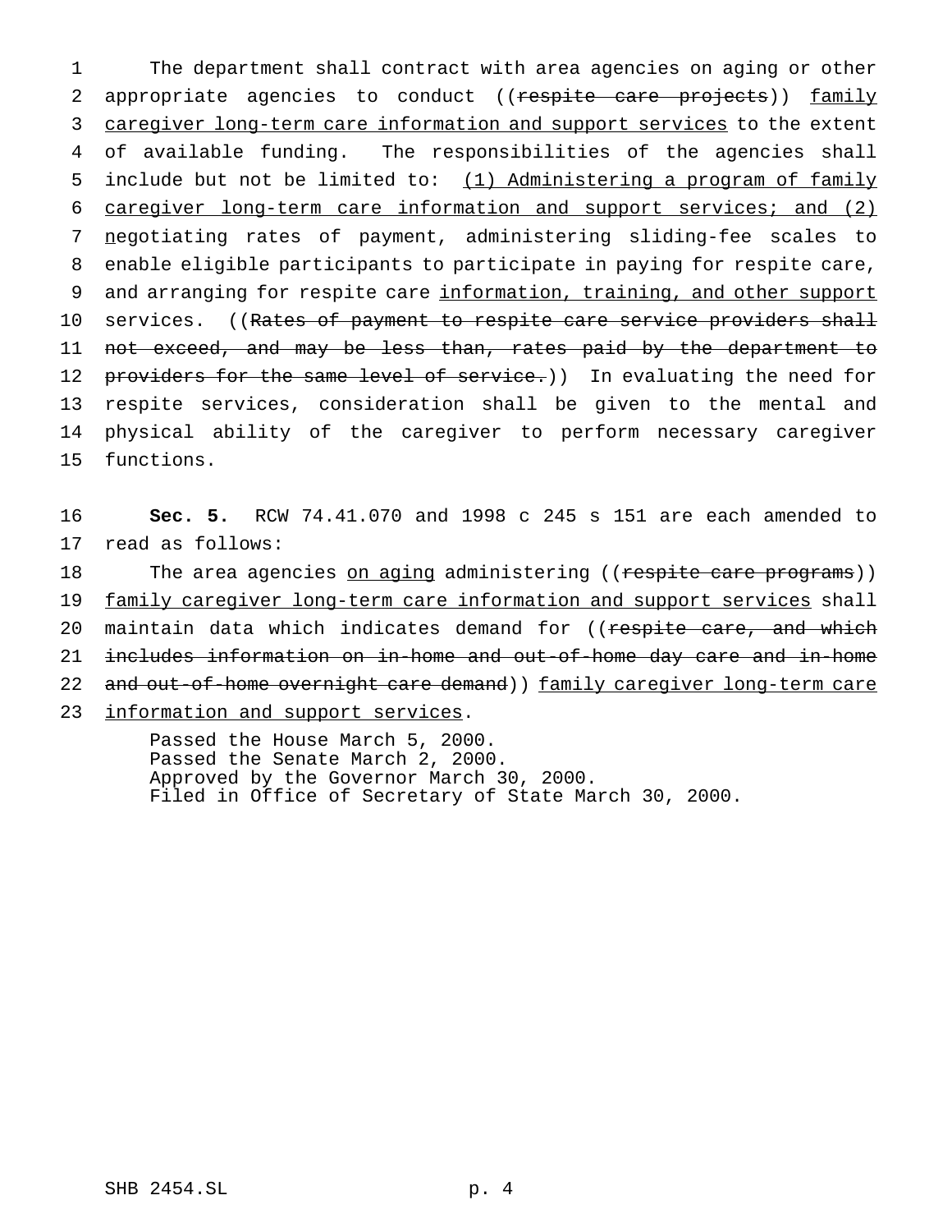The department shall contract with area agencies on aging or other appropriate agencies to conduct ((~~respite care projects~~)) <u>family caregiver long-term care information and support services</u> to the extent of available funding. The responsibilities of the agencies shall include but not be limited to: <u>(1) Administering a program of family caregiver long-term care information and support services; and (2) n</u>egotiating rates of payment, administering sliding-fee scales to enable eligible participants to participate in paying for respite care, and arranging for respite care <u>information, training, and other support</u> services. ((~~Rates of payment to respite care service providers shall not exceed, and may be less than, rates paid by the department to providers for the same level of service.~~)) In evaluating the need for respite services, consideration shall be given to the mental and physical ability of the caregiver to perform necessary caregiver functions.

**Sec. 5.** RCW 74.41.070 and 1998 c 245 s 151 are each amended to read as follows:

The area agencies <u>on aging</u> administering ((~~respite care programs~~)) <u>family caregiver long-term care information and support services</u> shall maintain data which indicates demand for ((~~respite care, and which includes information on in-home and out-of-home day care and in-home and out-of-home overnight care demand~~)) <u>family caregiver long-term care information and support services</u>.

Passed the House March 5, 2000.
Passed the Senate March 2, 2000.
Approved by the Governor March 30, 2000.
Filed in Office of Secretary of State March 30, 2000.